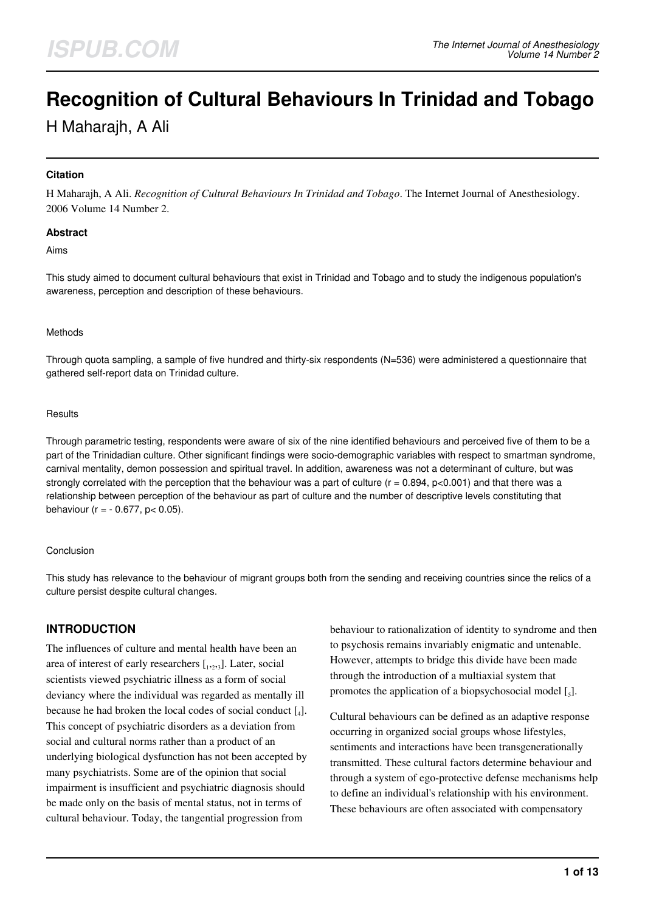# Recognition of Cultural Behaviours In Trinidad and Tobago

H Maharajh, A Ali

### Citation

H Maharajh, A Ali. *Recognition of Cultural Behaviours In Trinidad and Tobago*. The Internet Journal of Anesthesiology. 2006 Volume 14 Number 2.

### Abstract

Aims

This study aimed to document cultural behaviours that exist in Trinidad and Tobago and to study the indigenous population's awareness, perception and description of these behaviours.

Methods

Through quota sampling, a sample of five hundred and thirty-six respondents (N=536) were administered a questionnaire that gathered self-report data on Trinidad culture.

Results

Through parametric testing, respondents were aware of six of the nine identified behaviours and perceived five of them to be a part of the Trinidadian culture. Other significant findings were socio-demographic variables with respect to smartman syndrome, carnival mentality, demon possession and spiritual travel. In addition, awareness was not a determinant of culture, but was strongly correlated with the perception that the behaviour was a part of culture ($r = 0.894$, $p<0.001$) and that there was a relationship between perception of the behaviour as part of culture and the number of descriptive levels constituting that behaviour ($r = -0.677$, $p< 0.05$).

Conclusion

This study has relevance to the behaviour of migrant groups both from the sending and receiving countries since the relics of a culture persist despite cultural changes.

## INTRODUCTION

The influences of culture and mental health have been an area of interest of early researchers [1,2,3]. Later, social scientists viewed psychiatric illness as a form of social deviancy where the individual was regarded as mentally ill because he had broken the local codes of social conduct [4]. This concept of psychiatric disorders as a deviation from social and cultural norms rather than a product of an underlying biological dysfunction has not been accepted by many psychiatrists. Some are of the opinion that social impairment is insufficient and psychiatric diagnosis should be made only on the basis of mental status, not in terms of cultural behaviour. Today, the tangential progression from behaviour to rationalization of identity to syndrome and then to psychosis remains invariably enigmatic and untenable. However, attempts to bridge this divide have been made through the introduction of a multiaxial system that promotes the application of a biopsychosocial model [5].

Cultural behaviours can be defined as an adaptive response occurring in organized social groups whose lifestyles, sentiments and interactions have been transgenerationally transmitted. These cultural factors determine behaviour and through a system of ego-protective defense mechanisms help to define an individual's relationship with his environment. These behaviours are often associated with compensatory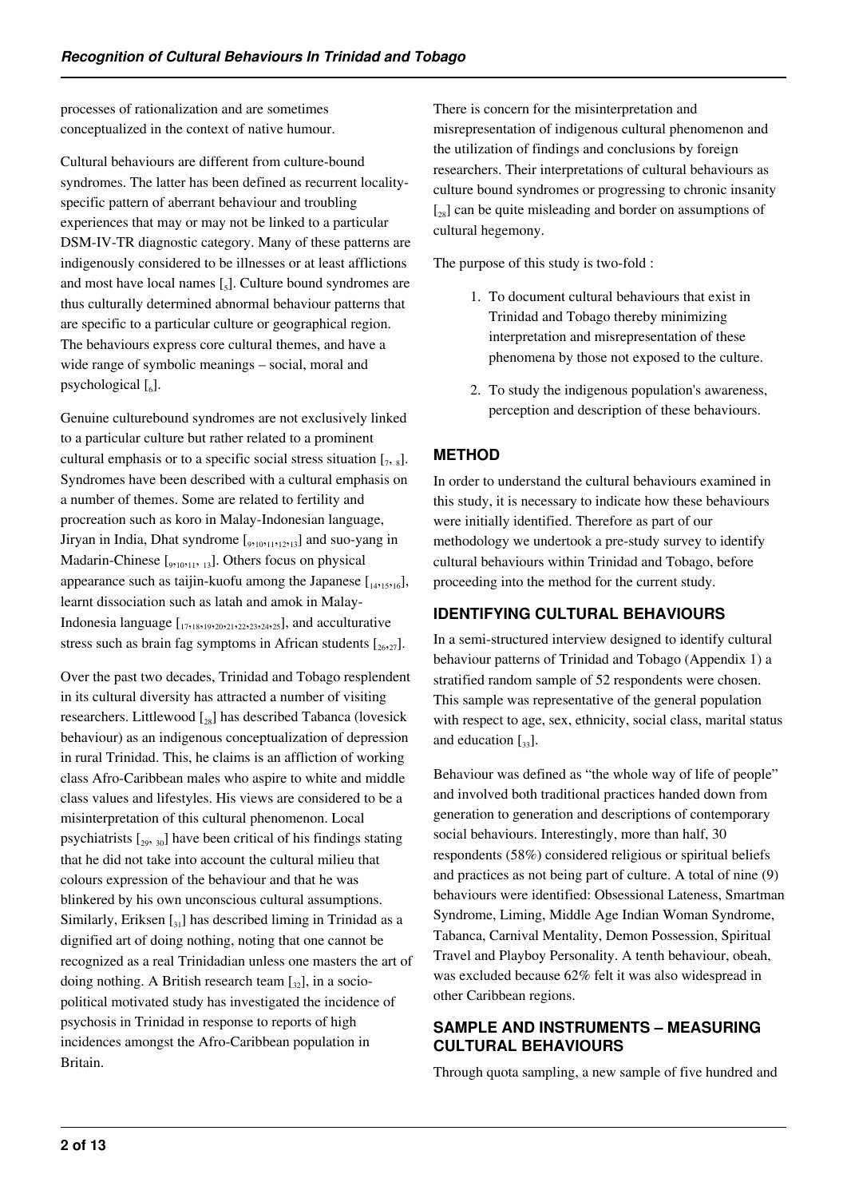processes of rationalization and are sometimes conceptualized in the context of native humour.

Cultural behaviours are different from culture-bound syndromes. The latter has been defined as recurrent locality-specific pattern of aberrant behaviour and troubling experiences that may or may not be linked to a particular DSM-IV-TR diagnostic category. Many of these patterns are indigenously considered to be illnesses or at least afflictions and most have local names [5]. Culture bound syndromes are thus culturally determined abnormal behaviour patterns that are specific to a particular culture or geographical region. The behaviours express core cultural themes, and have a wide range of symbolic meanings – social, moral and psychological [6].

Genuine culturebound syndromes are not exclusively linked to a particular culture but rather related to a prominent cultural emphasis or to a specific social stress situation [7, 8]. Syndromes have been described with a cultural emphasis on a number of themes. Some are related to fertility and procreation such as koro in Malay-Indonesian language, Jiryan in India, Dhat syndrome [9,10,11,12,13] and suo-yang in Madarin-Chinese [9,10,11, 13]. Others focus on physical appearance such as taijin-kuofu among the Japanese [14,15,16], learnt dissociation such as latah and amok in Malay-Indonesia language [17,18,19,20,21,22,23,24,25], and acculturative stress such as brain fag symptoms in African students [26,27].

Over the past two decades, Trinidad and Tobago resplendent in its cultural diversity has attracted a number of visiting researchers. Littlewood [28] has described Tabanca (lovesick behaviour) as an indigenous conceptualization of depression in rural Trinidad. This, he claims is an affliction of working class Afro-Caribbean males who aspire to white and middle class values and lifestyles. His views are considered to be a misinterpretation of this cultural phenomenon. Local psychiatrists [29, 30] have been critical of his findings stating that he did not take into account the cultural milieu that colours expression of the behaviour and that he was blinkered by his own unconscious cultural assumptions. Similarly, Eriksen [31] has described liming in Trinidad as a dignified art of doing nothing, noting that one cannot be recognized as a real Trinidadian unless one masters the art of doing nothing. A British research team [32], in a socio-political motivated study has investigated the incidence of psychosis in Trinidad in response to reports of high incidences amongst the Afro-Caribbean population in Britain.

There is concern for the misinterpretation and misrepresentation of indigenous cultural phenomenon and the utilization of findings and conclusions by foreign researchers. Their interpretations of cultural behaviours as culture bound syndromes or progressing to chronic insanity [28] can be quite misleading and border on assumptions of cultural hegemony.

The purpose of this study is two-fold :

1. To document cultural behaviours that exist in Trinidad and Tobago thereby minimizing interpretation and misrepresentation of these phenomena by those not exposed to the culture.
2. To study the indigenous population's awareness, perception and description of these behaviours.

## METHOD

In order to understand the cultural behaviours examined in this study, it is necessary to indicate how these behaviours were initially identified. Therefore as part of our methodology we undertook a pre-study survey to identify cultural behaviours within Trinidad and Tobago, before proceeding into the method for the current study.

## IDENTIFYING CULTURAL BEHAVIOURS

In a semi-structured interview designed to identify cultural behaviour patterns of Trinidad and Tobago (Appendix 1) a stratified random sample of 52 respondents were chosen. This sample was representative of the general population with respect to age, sex, ethnicity, social class, marital status and education [33].

Behaviour was defined as "the whole way of life of people" and involved both traditional practices handed down from generation to generation and descriptions of contemporary social behaviours. Interestingly, more than half, 30 respondents (58%) considered religious or spiritual beliefs and practices as not being part of culture. A total of nine (9) behaviours were identified: Obsessional Lateness, Smartman Syndrome, Liming, Middle Age Indian Woman Syndrome, Tabanca, Carnival Mentality, Demon Possession, Spiritual Travel and Playboy Personality. A tenth behaviour, obeah, was excluded because 62% felt it was also widespread in other Caribbean regions.

## SAMPLE AND INSTRUMENTS – MEASURING CULTURAL BEHAVIOURS

Through quota sampling, a new sample of five hundred and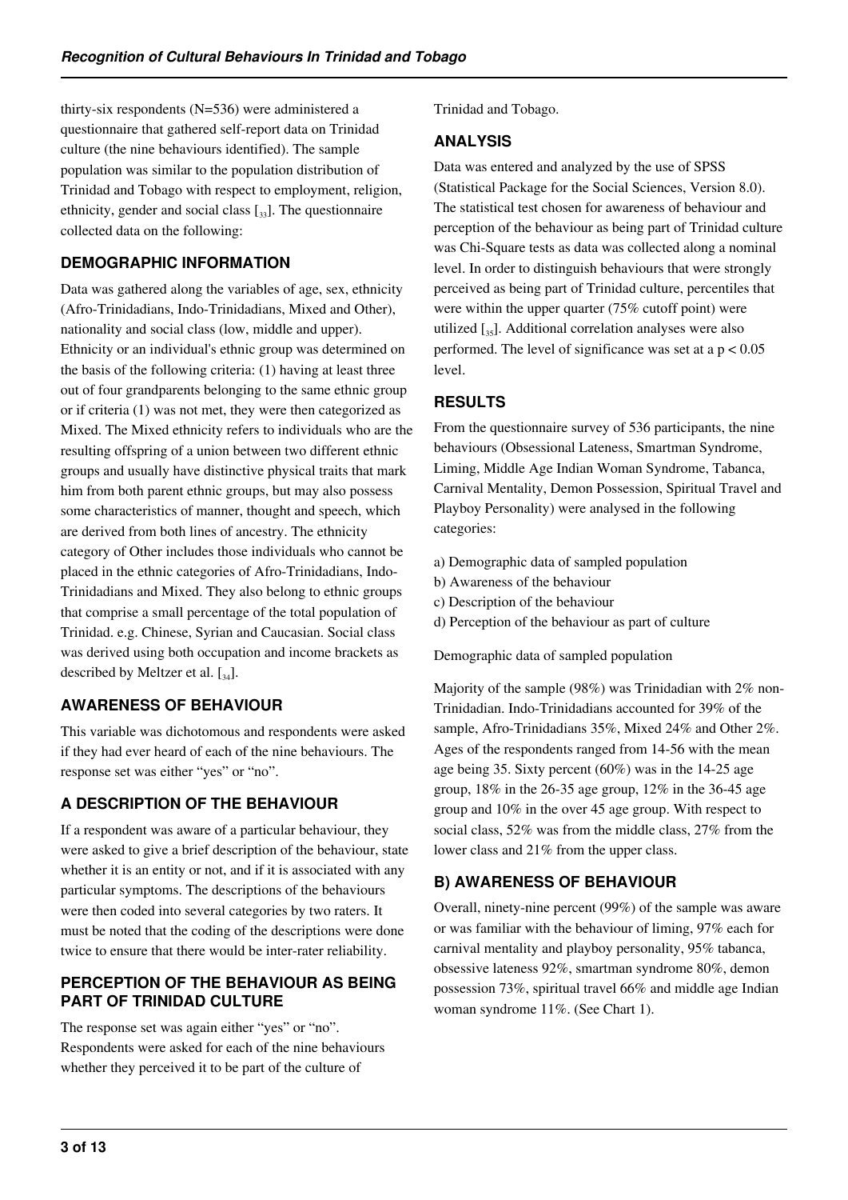thirty-six respondents (N=536) were administered a questionnaire that gathered self-report data on Trinidad culture (the nine behaviours identified). The sample population was similar to the population distribution of Trinidad and Tobago with respect to employment, religion, ethnicity, gender and social class [33]. The questionnaire collected data on the following:

## DEMOGRAPHIC INFORMATION

Data was gathered along the variables of age, sex, ethnicity (Afro-Trinidadians, Indo-Trinidadians, Mixed and Other), nationality and social class (low, middle and upper). Ethnicity or an individual's ethnic group was determined on the basis of the following criteria: (1) having at least three out of four grandparents belonging to the same ethnic group or if criteria (1) was not met, they were then categorized as Mixed. The Mixed ethnicity refers to individuals who are the resulting offspring of a union between two different ethnic groups and usually have distinctive physical traits that mark him from both parent ethnic groups, but may also possess some characteristics of manner, thought and speech, which are derived from both lines of ancestry. The ethnicity category of Other includes those individuals who cannot be placed in the ethnic categories of Afro-Trinidadians, Indo-Trinidadians and Mixed. They also belong to ethnic groups that comprise a small percentage of the total population of Trinidad. e.g. Chinese, Syrian and Caucasian. Social class was derived using both occupation and income brackets as described by Meltzer et al. [34].

## AWARENESS OF BEHAVIOUR

This variable was dichotomous and respondents were asked if they had ever heard of each of the nine behaviours. The response set was either "yes" or "no".

## A DESCRIPTION OF THE BEHAVIOUR

If a respondent was aware of a particular behaviour, they were asked to give a brief description of the behaviour, state whether it is an entity or not, and if it is associated with any particular symptoms. The descriptions of the behaviours were then coded into several categories by two raters. It must be noted that the coding of the descriptions were done twice to ensure that there would be inter-rater reliability.

## PERCEPTION OF THE BEHAVIOUR AS BEING PART OF TRINIDAD CULTURE

The response set was again either "yes" or "no". Respondents were asked for each of the nine behaviours whether they perceived it to be part of the culture of Trinidad and Tobago.

## ANALYSIS

Data was entered and analyzed by the use of SPSS (Statistical Package for the Social Sciences, Version 8.0). The statistical test chosen for awareness of behaviour and perception of the behaviour as being part of Trinidad culture was Chi-Square tests as data was collected along a nominal level. In order to distinguish behaviours that were strongly perceived as being part of Trinidad culture, percentiles that were within the upper quarter (75% cutoff point) were utilized [35]. Additional correlation analyses were also performed. The level of significance was set at a $p < 0.05$ level.

## RESULTS

From the questionnaire survey of 536 participants, the nine behaviours (Obsessional Lateness, Smartman Syndrome, Liming, Middle Age Indian Woman Syndrome, Tabanca, Carnival Mentality, Demon Possession, Spiritual Travel and Playboy Personality) were analysed in the following categories:

a) Demographic data of sampled population
b) Awareness of the behaviour
c) Description of the behaviour
d) Perception of the behaviour as part of culture

Demographic data of sampled population

Majority of the sample (98%) was Trinidadian with 2% non-Trinidadian. Indo-Trinidadians accounted for 39% of the sample, Afro-Trinidadians 35%, Mixed 24% and Other 2%. Ages of the respondents ranged from 14-56 with the mean age being 35. Sixty percent (60%) was in the 14-25 age group, 18% in the 26-35 age group, 12% in the 36-45 age group and 10% in the over 45 age group. With respect to social class, 52% was from the middle class, 27% from the lower class and 21% from the upper class.

## B) AWARENESS OF BEHAVIOUR

Overall, ninety-nine percent (99%) of the sample was aware or was familiar with the behaviour of liming, 97% each for carnival mentality and playboy personality, 95% tabanca, obsessive lateness 92%, smartman syndrome 80%, demon possession 73%, spiritual travel 66% and middle age Indian woman syndrome 11%. (See Chart 1).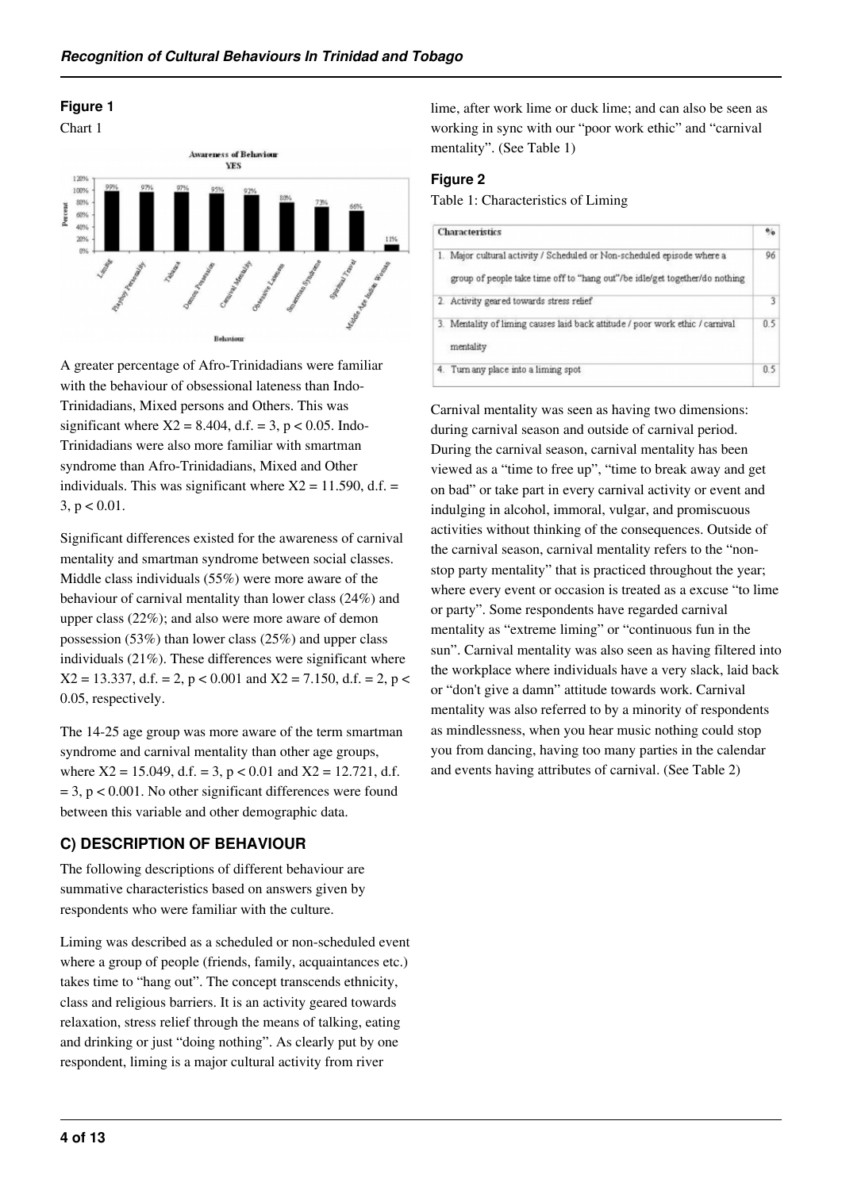**Figure 1**

Chart 1

A greater percentage of Afro-Trinidadians were familiar with the behaviour of obsessional lateness than Indo-Trinidadians, Mixed persons and Others. This was significant where $X2 = 8.404$, d.f. = 3, $p < 0.05$. Indo-Trinidadians were also more familiar with smartman syndrome than Afro-Trinidadians, Mixed and Other individuals. This was significant where $X2 = 11.590$, d.f. = 3, $p < 0.01$.

Significant differences existed for the awareness of carnival mentality and smartman syndrome between social classes. Middle class individuals (55%) were more aware of the behaviour of carnival mentality than lower class (24%) and upper class (22%); and also were more aware of demon possession (53%) than lower class (25%) and upper class individuals (21%). These differences were significant where $X2 = 13.337$, d.f. = 2, $p < 0.001$ and $X2 = 7.150$, d.f. = 2, $p < 0.05$, respectively.

The 14-25 age group was more aware of the term smartman syndrome and carnival mentality than other age groups, where $X2 = 15.049$, d.f. = 3, $p < 0.01$ and $X2 = 12.721$, d.f. = 3, $p < 0.001$. No other significant differences were found between this variable and other demographic data.

## C) DESCRIPTION OF BEHAVIOUR

The following descriptions of different behaviour are summative characteristics based on answers given by respondents who were familiar with the culture.

Liming was described as a scheduled or non-scheduled event where a group of people (friends, family, acquaintances etc.) takes time to "hang out". The concept transcends ethnicity, class and religious barriers. It is an activity geared towards relaxation, stress relief through the means of talking, eating and drinking or just "doing nothing". As clearly put by one respondent, liming is a major cultural activity from river lime, after work lime or duck lime; and can also be seen as working in sync with our "poor work ethic" and "carnival mentality". (See Table 1)

**Figure 2**

Table 1: Characteristics of Liming

| Characteristics | % |
|---|---|
| 1. Major cultural activity / Scheduled or Non-scheduled episode where a group of people take time off to "hang out"/be idle/get together/do nothing | 96 |
| 2. Activity geared towards stress relief | 3 |
| 3. Mentality of liming causes laid back attitude / poor work ethic / carnival mentality | 0.5 |
| 4. Turn any place into a liming spot | 0.5 |

Carnival mentality was seen as having two dimensions: during carnival season and outside of carnival period. During the carnival season, carnival mentality has been viewed as a "time to free up", "time to break away and get on bad" or take part in every carnival activity or event and indulging in alcohol, immoral, vulgar, and promiscuous activities without thinking of the consequences. Outside of the carnival season, carnival mentality refers to the "non-stop party mentality" that is practiced throughout the year; where every event or occasion is treated as a excuse "to lime or party". Some respondents have regarded carnival mentality as "extreme liming" or "continuous fun in the sun". Carnival mentality was also seen as having filtered into the workplace where individuals have a very slack, laid back or "don't give a damn" attitude towards work. Carnival mentality was also referred to by a minority of respondents as mindlessness, when you hear music nothing could stop you from dancing, having too many parties in the calendar and events having attributes of carnival. (See Table 2)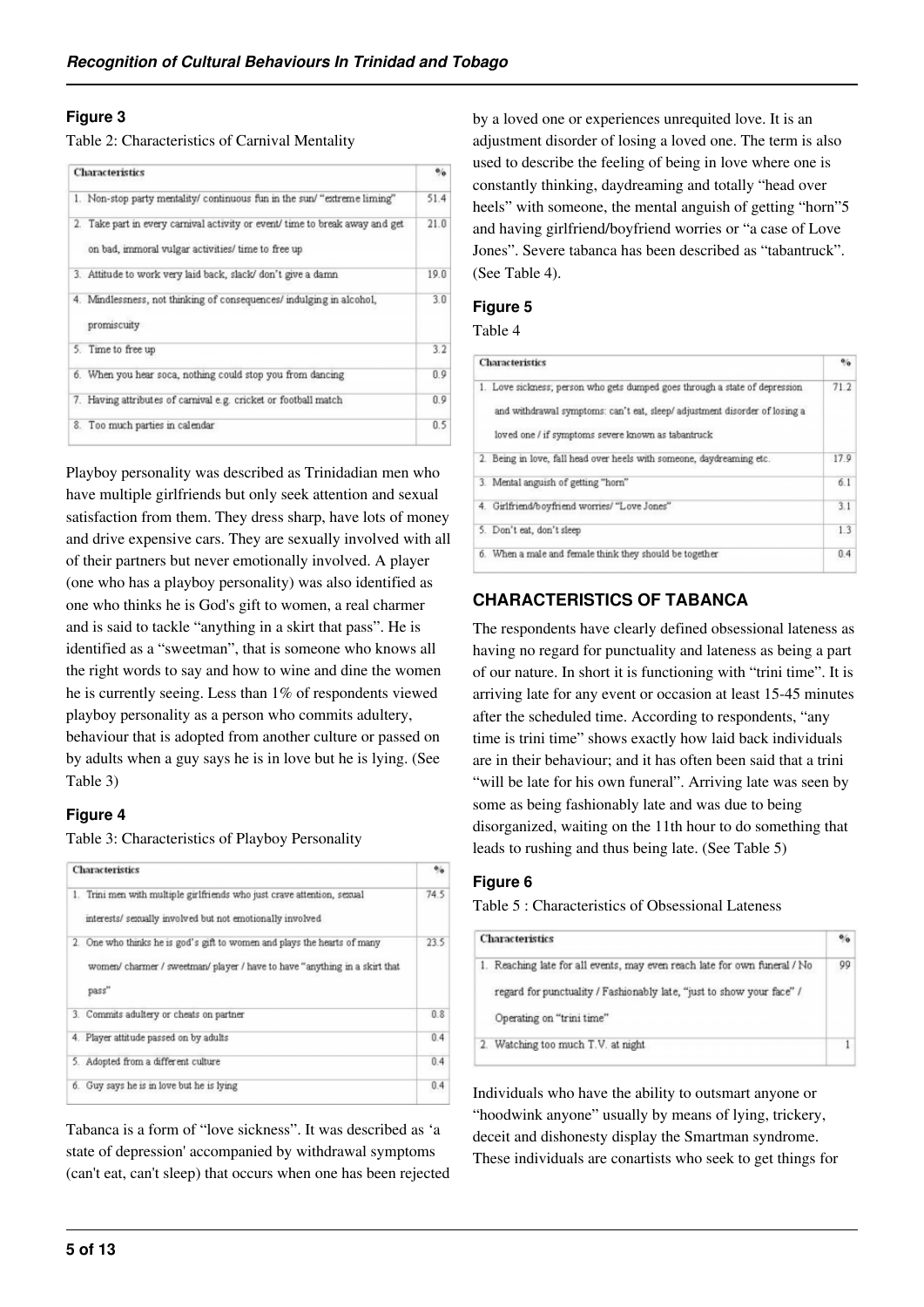### Figure 3

Table 2: Characteristics of Carnival Mentality

| Characteristics | % |
|---|---|
| 1. Non-stop party mentality/ continuous fun in the sun/ "extreme liming" | 51.4 |
| 2. Take part in every carnival activity or event/ time to break away and get on bad, immoral vulgar activities/ time to free up | 21.0 |
| 3. Attitude to work very laid back, slack/ don't give a damn | 19.0 |
| 4. Mindlessness, not thinking of consequences/ indulging in alcohol, promiscuity | 3.0 |
| 5. Time to free up | 3.2 |
| 6. When you hear soca, nothing could stop you from dancing | 0.9 |
| 7. Having attributes of carnival e.g. cricket or football match | 0.9 |
| 8. Too much parties in calendar | 0.5 |

Playboy personality was described as Trinidadian men who have multiple girlfriends but only seek attention and sexual satisfaction from them. They dress sharp, have lots of money and drive expensive cars. They are sexually involved with all of their partners but never emotionally involved. A player (one who has a playboy personality) was also identified as one who thinks he is God's gift to women, a real charmer and is said to tackle "anything in a skirt that pass". He is identified as a "sweetman", that is someone who knows all the right words to say and how to wine and dine the women he is currently seeing. Less than 1% of respondents viewed playboy personality as a person who commits adultery, behaviour that is adopted from another culture or passed on by adults when a guy says he is in love but he is lying. (See Table 3)

### Figure 4

Table 3: Characteristics of Playboy Personality

| Characteristics | % |
|---|---|
| 1. Trini men with multiple girlfriends who just crave attention, sexual interests/ sexually involved but not emotionally involved | 74.5 |
| 2. One who thinks he is god's gift to women and plays the hearts of many women/ charmer / sweetman/ player / have to have "anything in a skirt that pass" | 23.5 |
| 3. Commits adultery or cheats on partner | 0.8 |
| 4. Player attitude passed on by adults | 0.4 |
| 5. Adopted from a different culture | 0.4 |
| 6. Guy says he is in love but he is lying | 0.4 |

Tabanca is a form of "love sickness". It was described as 'a state of depression' accompanied by withdrawal symptoms (can't eat, can't sleep) that occurs when one has been rejected by a loved one or experiences unrequited love. It is an adjustment disorder of losing a loved one. The term is also used to describe the feeling of being in love where one is constantly thinking, daydreaming and totally "head over heels" with someone, the mental anguish of getting "horn"5 and having girlfriend/boyfriend worries or "a case of Love Jones". Severe tabanca has been described as "tabantruck". (See Table 4).

### Figure 5

Table 4

| Characteristics | % |
|---|---|
| 1. Love sickness; person who gets dumped goes through a state of depression and withdrawal symptoms: can't eat, sleep/ adjustment disorder of losing a loved one / if symptoms severe known as tabantruck | 71.2 |
| 2. Being in love, fall head over heels with someone, daydreaming etc. | 17.9 |
| 3. Mental anguish of getting "horn" | 6.1 |
| 4. Girlfriend/boyfriend worries/ "Love Jones" | 3.1 |
| 5. Don't eat, don't sleep | 1.3 |
| 6. When a male and female think they should be together | 0.4 |

## CHARACTERISTICS OF TABANCA

The respondents have clearly defined obsessional lateness as having no regard for punctuality and lateness as being a part of our nature. In short it is functioning with "trini time". It is arriving late for any event or occasion at least 15-45 minutes after the scheduled time. According to respondents, "any time is trini time" shows exactly how laid back individuals are in their behaviour; and it has often been said that a trini "will be late for his own funeral". Arriving late was seen by some as being fashionably late and was due to being disorganized, waiting on the 11th hour to do something that leads to rushing and thus being late. (See Table 5)

### Figure 6

Table 5 : Characteristics of Obsessional Lateness

| Characteristics | % |
|---|---|
| 1. Reaching late for all events, may even reach late for own funeral / No regard for punctuality / Fashionably late, "just to show your face" / Operating on "trini time" | 99 |
| 2. Watching too much T.V. at night | 1 |

Individuals who have the ability to outsmart anyone or "hoodwink anyone" usually by means of lying, trickery, deceit and dishonesty display the Smartman syndrome. These individuals are conartists who seek to get things for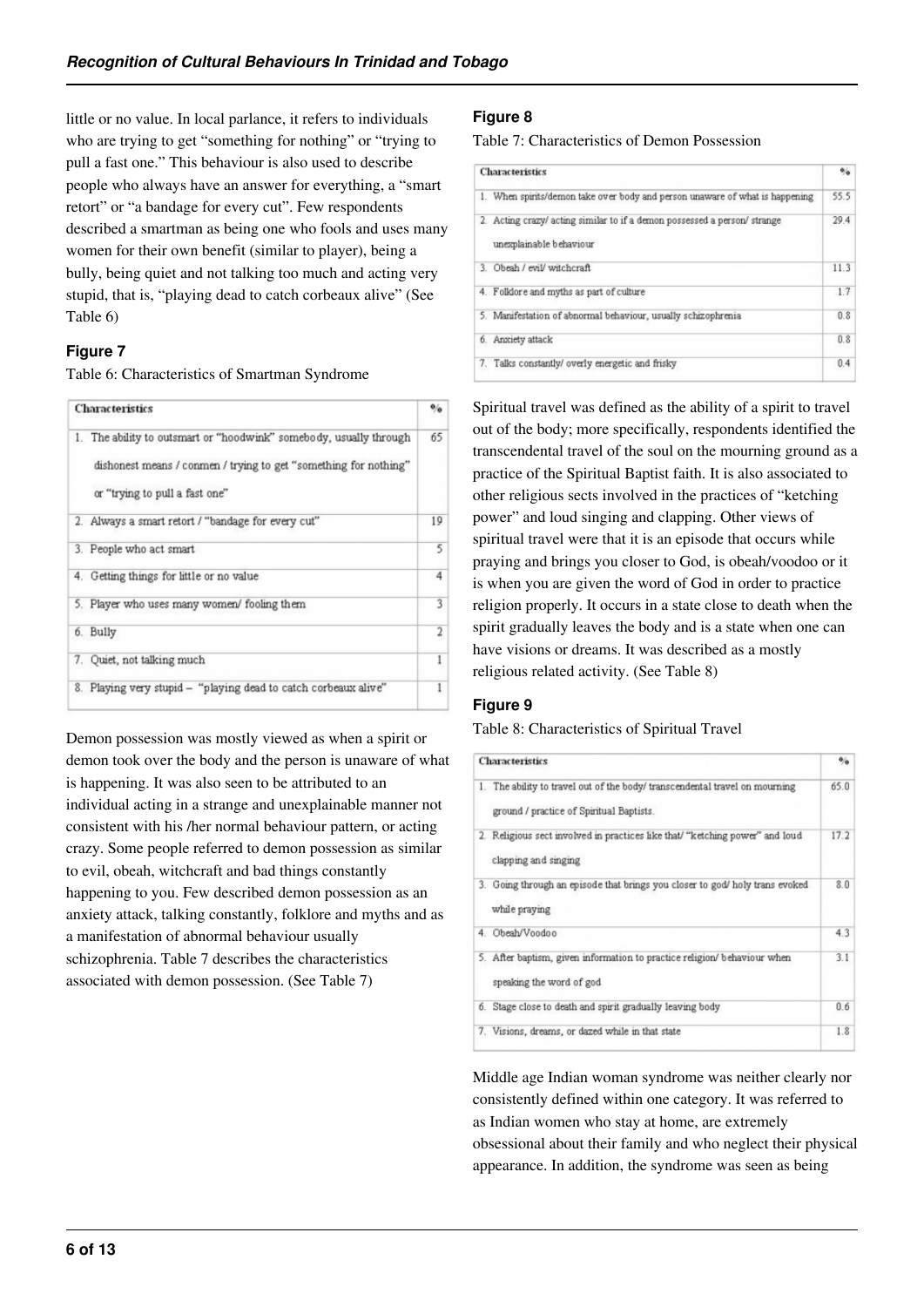little or no value. In local parlance, it refers to individuals who are trying to get "something for nothing" or "trying to pull a fast one." This behaviour is also used to describe people who always have an answer for everything, a "smart retort" or "a bandage for every cut". Few respondents described a smartman as being one who fools and uses many women for their own benefit (similar to player), being a bully, being quiet and not talking too much and acting very stupid, that is, "playing dead to catch corbeaux alive" (See Table 6)

### Figure 7

Table 6: Characteristics of Smartman Syndrome

| Characteristics | % |
|---|---|
| 1. The ability to outsmart or "hoodwink" somebody, usually through dishonest means / conmen / trying to get "something for nothing" or "trying to pull a fast one" | 65 |
| 2. Always a smart retort / "bandage for every cut" | 19 |
| 3. People who act smart | 5 |
| 4. Getting things for little or no value | 4 |
| 5. Player who uses many women/ fooling them | 3 |
| 6. Bully | 2 |
| 7. Quiet, not talking much | 1 |
| 8. Playing very stupid – "playing dead to catch corbeaux alive" | 1 |

Demon possession was mostly viewed as when a spirit or demon took over the body and the person is unaware of what is happening. It was also seen to be attributed to an individual acting in a strange and unexplainable manner not consistent with his /her normal behaviour pattern, or acting crazy. Some people referred to demon possession as similar to evil, obeah, witchcraft and bad things constantly happening to you. Few described demon possession as an anxiety attack, talking constantly, folklore and myths and as a manifestation of abnormal behaviour usually schizophrenia. Table 7 describes the characteristics associated with demon possession. (See Table 7)

### Figure 8

Table 7: Characteristics of Demon Possession

| Characteristics | % |
|---|---|
| 1. When spirits/demon take over body and person unaware of what is happening | 55.5 |
| 2. Acting crazy/ acting similar to if a demon possessed a person/ strange unexplainable behaviour | 29.4 |
| 3. Obeah / evil/ witchcraft | 11.3 |
| 4. Folklore and myths as part of culture | 1.7 |
| 5. Manifestation of abnormal behaviour, usually schizophrenia | 0.8 |
| 6. Anxiety attack | 0.8 |
| 7. Talks constantly/ overly energetic and frisky | 0.4 |

Spiritual travel was defined as the ability of a spirit to travel out of the body; more specifically, respondents identified the transcendental travel of the soul on the mourning ground as a practice of the Spiritual Baptist faith. It is also associated to other religious sects involved in the practices of "ketching power" and loud singing and clapping. Other views of spiritual travel were that it is an episode that occurs while praying and brings you closer to God, is obeah/voodoo or it is when you are given the word of God in order to practice religion properly. It occurs in a state close to death when the spirit gradually leaves the body and is a state when one can have visions or dreams. It was described as a mostly religious related activity. (See Table 8)

### Figure 9

Table 8: Characteristics of Spiritual Travel

| Characteristics | % |
|---|---|
| 1. The ability to travel out of the body/ transcendental travel on mourning ground / practice of Spiritual Baptists. | 65.0 |
| 2. Religious sect involved in practices like that/ "ketching power" and loud clapping and singing | 17.2 |
| 3. Going through an episode that brings you closer to god/ holy trans evoked while praying | 8.0 |
| 4. Obeah/Voodoo | 4.3 |
| 5. After baptism, given information to practice religion/ behaviour when speaking the word of god | 3.1 |
| 6. Stage close to death and spirit gradually leaving body | 0.6 |
| 7. Visions, dreams, or dazed while in that state | 1.8 |

Middle age Indian woman syndrome was neither clearly nor consistently defined within one category. It was referred to as Indian women who stay at home, are extremely obsessional about their family and who neglect their physical appearance. In addition, the syndrome was seen as being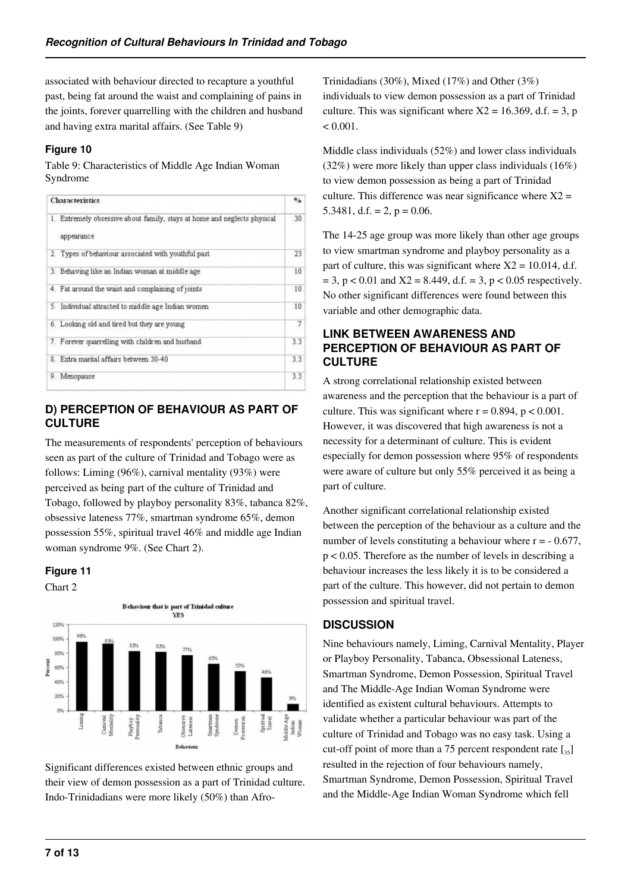associated with behaviour directed to recapture a youthful past, being fat around the waist and complaining of pains in the joints, forever quarrelling with the children and husband and having extra marital affairs. (See Table 9)

### Figure 10

Table 9: Characteristics of Middle Age Indian Woman Syndrome

| Characteristics | % |
|---|---|
| 1. Extremely obsessive about family, stays at home and neglects physical appearance | 30 |
| 2. Types of behaviour associated with youthful past | 23 |
| 3. Behaving like an Indian woman at middle age | 10 |
| 4. Fat around the waist and complaining of joints | 10 |
| 5. Individual attracted to middle age Indian women | 10 |
| 6. Looking old and tired but they are young | 7 |
| 7. Forever quarrelling with children and husband | 3.3 |
| 8. Extra marital affairs between 30-40 | 3.3 |
| 9. Menopause | 3.3 |

## D) PERCEPTION OF BEHAVIOUR AS PART OF CULTURE

The measurements of respondents' perception of behaviours seen as part of the culture of Trinidad and Tobago were as follows: Liming (96%), carnival mentality (93%) were perceived as being part of the culture of Trinidad and Tobago, followed by playboy personality 83%, tabanca 82%, obsessive lateness 77%, smartman syndrome 65%, demon possession 55%, spiritual travel 46% and middle age Indian woman syndrome 9%. (See Chart 2).

### Figure 11

Chart 2

Significant differences existed between ethnic groups and their view of demon possession as a part of Trinidad culture. Indo-Trinidadians were more likely (50%) than Afro-Trinidadians (30%), Mixed (17%) and Other (3%) individuals to view demon possession as a part of Trinidad culture. This was significant where $X2 = 16.369$, d.f. = 3, $p < 0.001$.

Middle class individuals (52%) and lower class individuals (32%) were more likely than upper class individuals (16%) to view demon possession as being a part of Trinidad culture. This difference was near significance where $X2 = 5.3481$, d.f. = 2, $p = 0.06$.

The 14-25 age group was more likely than other age groups to view smartman syndrome and playboy personality as a part of culture, this was significant where $X2 = 10.014$, d.f. = 3, $p < 0.01$ and $X2 = 8.449$, d.f. = 3, $p < 0.05$ respectively. No other significant differences were found between this variable and other demographic data.

## LINK BETWEEN AWARENESS AND PERCEPTION OF BEHAVIOUR AS PART OF CULTURE

A strong correlational relationship existed between awareness and the perception that the behaviour is a part of culture. This was significant where $r = 0.894$, $p < 0.001$. However, it was discovered that high awareness is not a necessity for a determinant of culture. This is evident especially for demon possession where 95% of respondents were aware of culture but only 55% perceived it as being a part of culture.

Another significant correlational relationship existed between the perception of the behaviour as a culture and the number of levels constituting a behaviour where $r = -0.677$, $p < 0.05$. Therefore as the number of levels in describing a behaviour increases the less likely it is to be considered a part of the culture. This however, did not pertain to demon possession and spiritual travel.

## DISCUSSION

Nine behaviours namely, Liming, Carnival Mentality, Player or Playboy Personality, Tabanca, Obsessional Lateness, Smartman Syndrome, Demon Possession, Spiritual Travel and The Middle-Age Indian Woman Syndrome were identified as existent cultural behaviours. Attempts to validate whether a particular behaviour was part of the culture of Trinidad and Tobago was no easy task. Using a cut-off point of more than a 75 percent respondent rate [35] resulted in the rejection of four behaviours namely, Smartman Syndrome, Demon Possession, Spiritual Travel and the Middle-Age Indian Woman Syndrome which fell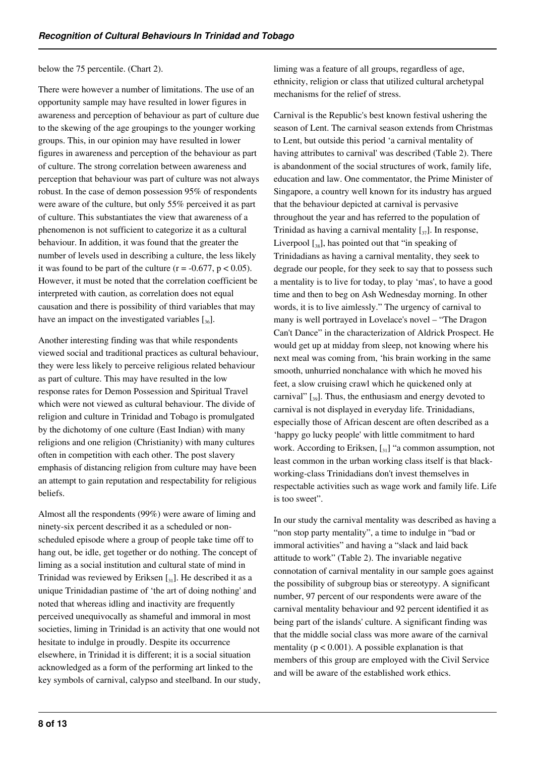below the 75 percentile. (Chart 2).

There were however a number of limitations. The use of an opportunity sample may have resulted in lower figures in awareness and perception of behaviour as part of culture due to the skewing of the age groupings to the younger working groups. This, in our opinion may have resulted in lower figures in awareness and perception of the behaviour as part of culture. The strong correlation between awareness and perception that behaviour was part of culture was not always robust. In the case of demon possession 95% of respondents were aware of the culture, but only 55% perceived it as part of culture. This substantiates the view that awareness of a phenomenon is not sufficient to categorize it as a cultural behaviour. In addition, it was found that the greater the number of levels used in describing a culture, the less likely it was found to be part of the culture ($r = -0.677$, $p < 0.05$). However, it must be noted that the correlation coefficient be interpreted with caution, as correlation does not equal causation and there is possibility of third variables that may have an impact on the investigated variables [36].

Another interesting finding was that while respondents viewed social and traditional practices as cultural behaviour, they were less likely to perceive religious related behaviour as part of culture. This may have resulted in the low response rates for Demon Possession and Spiritual Travel which were not viewed as cultural behaviour. The divide of religion and culture in Trinidad and Tobago is promulgated by the dichotomy of one culture (East Indian) with many religions and one religion (Christianity) with many cultures often in competition with each other. The post slavery emphasis of distancing religion from culture may have been an attempt to gain reputation and respectability for religious beliefs.

Almost all the respondents (99%) were aware of liming and ninety-six percent described it as a scheduled or non-scheduled episode where a group of people take time off to hang out, be idle, get together or do nothing. The concept of liming as a social institution and cultural state of mind in Trinidad was reviewed by Eriksen [31]. He described it as a unique Trinidadian pastime of 'the art of doing nothing' and noted that whereas idling and inactivity are frequently perceived unequivocally as shameful and immoral in most societies, liming in Trinidad is an activity that one would not hesitate to indulge in proudly. Despite its occurrence elsewhere, in Trinidad it is different; it is a social situation acknowledged as a form of the performing art linked to the key symbols of carnival, calypso and steelband. In our study, liming was a feature of all groups, regardless of age, ethnicity, religion or class that utilized cultural archetypal mechanisms for the relief of stress.

Carnival is the Republic's best known festival ushering the season of Lent. The carnival season extends from Christmas to Lent, but outside this period 'a carnival mentality of having attributes to carnival' was described (Table 2). There is abandonment of the social structures of work, family life, education and law. One commentator, the Prime Minister of Singapore, a country well known for its industry has argued that the behaviour depicted at carnival is pervasive throughout the year and has referred to the population of Trinidad as having a carnival mentality [37]. In response, Liverpool [38], has pointed out that "in speaking of Trinidadians as having a carnival mentality, they seek to degrade our people, for they seek to say that to possess such a mentality is to live for today, to play 'mas', to have a good time and then to beg on Ash Wednesday morning. In other words, it is to live aimlessly." The urgency of carnival to many is well portrayed in Lovelace's novel – "The Dragon Can't Dance" in the characterization of Aldrick Prospect. He would get up at midday from sleep, not knowing where his next meal was coming from, 'his brain working in the same smooth, unhurried nonchalance with which he moved his feet, a slow cruising crawl which he quickened only at carnival" [39]. Thus, the enthusiasm and energy devoted to carnival is not displayed in everyday life. Trinidadians, especially those of African descent are often described as a 'happy go lucky people' with little commitment to hard work. According to Eriksen, [31] "a common assumption, not least common in the urban working class itself is that black-working-class Trinidadians don't invest themselves in respectable activities such as wage work and family life. Life is too sweet".

In our study the carnival mentality was described as having a "non stop party mentality", a time to indulge in "bad or immoral activities" and having a "slack and laid back attitude to work" (Table 2). The invariable negative connotation of carnival mentality in our sample goes against the possibility of subgroup bias or stereotypy. A significant number, 97 percent of our respondents were aware of the carnival mentality behaviour and 92 percent identified it as being part of the islands' culture. A significant finding was that the middle social class was more aware of the carnival mentality ($p < 0.001$). A possible explanation is that members of this group are employed with the Civil Service and will be aware of the established work ethics.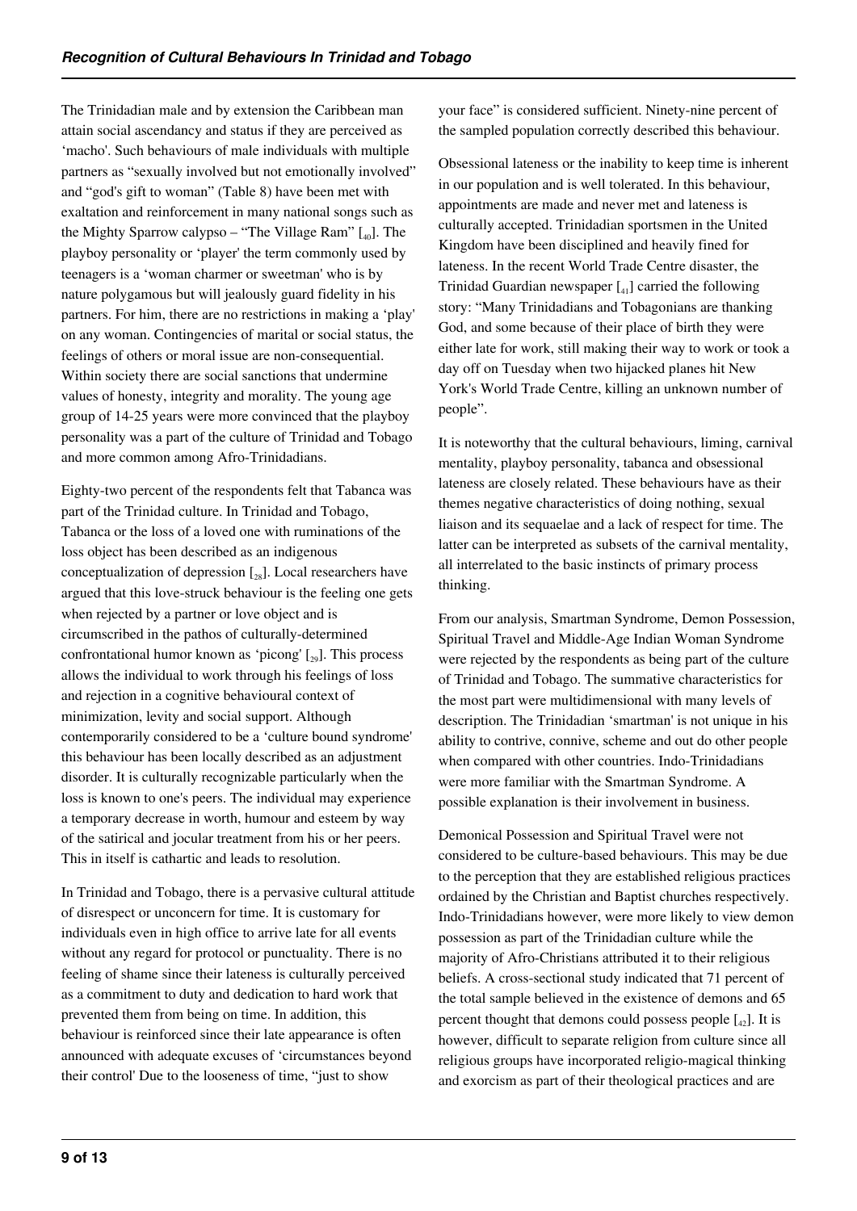The Trinidadian male and by extension the Caribbean man attain social ascendancy and status if they are perceived as 'macho'. Such behaviours of male individuals with multiple partners as "sexually involved but not emotionally involved" and "god's gift to woman" (Table 8) have been met with exaltation and reinforcement in many national songs such as the Mighty Sparrow calypso – "The Village Ram" [40]. The playboy personality or 'player' the term commonly used by teenagers is a 'woman charmer or sweetman' who is by nature polygamous but will jealously guard fidelity in his partners. For him, there are no restrictions in making a 'play' on any woman. Contingencies of marital or social status, the feelings of others or moral issue are non-consequential. Within society there are social sanctions that undermine values of honesty, integrity and morality. The young age group of 14-25 years were more convinced that the playboy personality was a part of the culture of Trinidad and Tobago and more common among Afro-Trinidadians.

Eighty-two percent of the respondents felt that Tabanca was part of the Trinidad culture. In Trinidad and Tobago, Tabanca or the loss of a loved one with ruminations of the loss object has been described as an indigenous conceptualization of depression [28]. Local researchers have argued that this love-struck behaviour is the feeling one gets when rejected by a partner or love object and is circumscribed in the pathos of culturally-determined confrontational humor known as 'picong' [29]. This process allows the individual to work through his feelings of loss and rejection in a cognitive behavioural context of minimization, levity and social support. Although contemporarily considered to be a 'culture bound syndrome' this behaviour has been locally described as an adjustment disorder. It is culturally recognizable particularly when the loss is known to one's peers. The individual may experience a temporary decrease in worth, humour and esteem by way of the satirical and jocular treatment from his or her peers. This in itself is cathartic and leads to resolution.

In Trinidad and Tobago, there is a pervasive cultural attitude of disrespect or unconcern for time. It is customary for individuals even in high office to arrive late for all events without any regard for protocol or punctuality. There is no feeling of shame since their lateness is culturally perceived as a commitment to duty and dedication to hard work that prevented them from being on time. In addition, this behaviour is reinforced since their late appearance is often announced with adequate excuses of 'circumstances beyond their control' Due to the looseness of time, "just to show your face" is considered sufficient. Ninety-nine percent of the sampled population correctly described this behaviour.

Obsessional lateness or the inability to keep time is inherent in our population and is well tolerated. In this behaviour, appointments are made and never met and lateness is culturally accepted. Trinidadian sportsmen in the United Kingdom have been disciplined and heavily fined for lateness. In the recent World Trade Centre disaster, the Trinidad Guardian newspaper [41] carried the following story: "Many Trinidadians and Tobagonians are thanking God, and some because of their place of birth they were either late for work, still making their way to work or took a day off on Tuesday when two hijacked planes hit New York's World Trade Centre, killing an unknown number of people".

It is noteworthy that the cultural behaviours, liming, carnival mentality, playboy personality, tabanca and obsessional lateness are closely related. These behaviours have as their themes negative characteristics of doing nothing, sexual liaison and its sequaelae and a lack of respect for time. The latter can be interpreted as subsets of the carnival mentality, all interrelated to the basic instincts of primary process thinking.

From our analysis, Smartman Syndrome, Demon Possession, Spiritual Travel and Middle-Age Indian Woman Syndrome were rejected by the respondents as being part of the culture of Trinidad and Tobago. The summative characteristics for the most part were multidimensional with many levels of description. The Trinidadian 'smartman' is not unique in his ability to contrive, connive, scheme and out do other people when compared with other countries. Indo-Trinidadians were more familiar with the Smartman Syndrome. A possible explanation is their involvement in business.

Demonical Possession and Spiritual Travel were not considered to be culture-based behaviours. This may be due to the perception that they are established religious practices ordained by the Christian and Baptist churches respectively. Indo-Trinidadians however, were more likely to view demon possession as part of the Trinidadian culture while the majority of Afro-Christians attributed it to their religious beliefs. A cross-sectional study indicated that 71 percent of the total sample believed in the existence of demons and 65 percent thought that demons could possess people [42]. It is however, difficult to separate religion from culture since all religious groups have incorporated religio-magical thinking and exorcism as part of their theological practices and are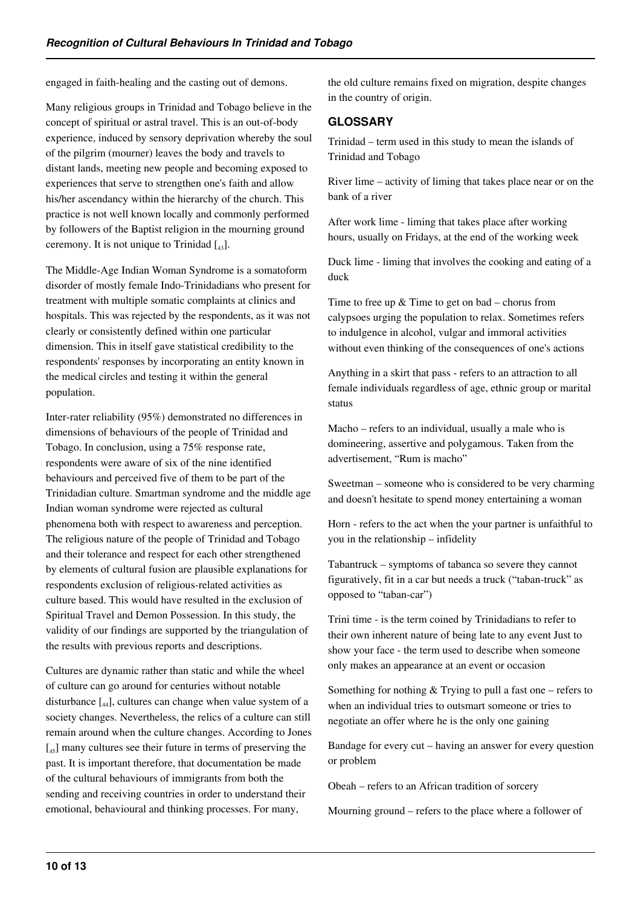engaged in faith-healing and the casting out of demons.

Many religious groups in Trinidad and Tobago believe in the concept of spiritual or astral travel. This is an out-of-body experience, induced by sensory deprivation whereby the soul of the pilgrim (mourner) leaves the body and travels to distant lands, meeting new people and becoming exposed to experiences that serve to strengthen one's faith and allow his/her ascendancy within the hierarchy of the church. This practice is not well known locally and commonly performed by followers of the Baptist religion in the mourning ground ceremony. It is not unique to Trinidad [43].

The Middle-Age Indian Woman Syndrome is a somatoform disorder of mostly female Indo-Trinidadians who present for treatment with multiple somatic complaints at clinics and hospitals. This was rejected by the respondents, as it was not clearly or consistently defined within one particular dimension. This in itself gave statistical credibility to the respondents' responses by incorporating an entity known in the medical circles and testing it within the general population.

Inter-rater reliability (95%) demonstrated no differences in dimensions of behaviours of the people of Trinidad and Tobago. In conclusion, using a 75% response rate, respondents were aware of six of the nine identified behaviours and perceived five of them to be part of the Trinidadian culture. Smartman syndrome and the middle age Indian woman syndrome were rejected as cultural phenomena both with respect to awareness and perception. The religious nature of the people of Trinidad and Tobago and their tolerance and respect for each other strengthened by elements of cultural fusion are plausible explanations for respondents exclusion of religious-related activities as culture based. This would have resulted in the exclusion of Spiritual Travel and Demon Possession. In this study, the validity of our findings are supported by the triangulation of the results with previous reports and descriptions.

Cultures are dynamic rather than static and while the wheel of culture can go around for centuries without notable disturbance [44], cultures can change when value system of a society changes. Nevertheless, the relics of a culture can still remain around when the culture changes. According to Jones [45] many cultures see their future in terms of preserving the past. It is important therefore, that documentation be made of the cultural behaviours of immigrants from both the sending and receiving countries in order to understand their emotional, behavioural and thinking processes. For many, the old culture remains fixed on migration, despite changes in the country of origin.

## GLOSSARY

Trinidad – term used in this study to mean the islands of Trinidad and Tobago

River lime – activity of liming that takes place near or on the bank of a river

After work lime - liming that takes place after working hours, usually on Fridays, at the end of the working week

Duck lime - liming that involves the cooking and eating of a duck

Time to free up & Time to get on bad – chorus from calypsoes urging the population to relax. Sometimes refers to indulgence in alcohol, vulgar and immoral activities without even thinking of the consequences of one's actions

Anything in a skirt that pass - refers to an attraction to all female individuals regardless of age, ethnic group or marital status

Macho – refers to an individual, usually a male who is domineering, assertive and polygamous. Taken from the advertisement, "Rum is macho"

Sweetman – someone who is considered to be very charming and doesn't hesitate to spend money entertaining a woman

Horn - refers to the act when the your partner is unfaithful to you in the relationship – infidelity

Tabantruck – symptoms of tabanca so severe they cannot figuratively, fit in a car but needs a truck ("taban-truck" as opposed to "taban-car")

Trini time - is the term coined by Trinidadians to refer to their own inherent nature of being late to any event Just to show your face - the term used to describe when someone only makes an appearance at an event or occasion

Something for nothing & Trying to pull a fast one – refers to when an individual tries to outsmart someone or tries to negotiate an offer where he is the only one gaining

Bandage for every cut – having an answer for every question or problem

Obeah – refers to an African tradition of sorcery

Mourning ground – refers to the place where a follower of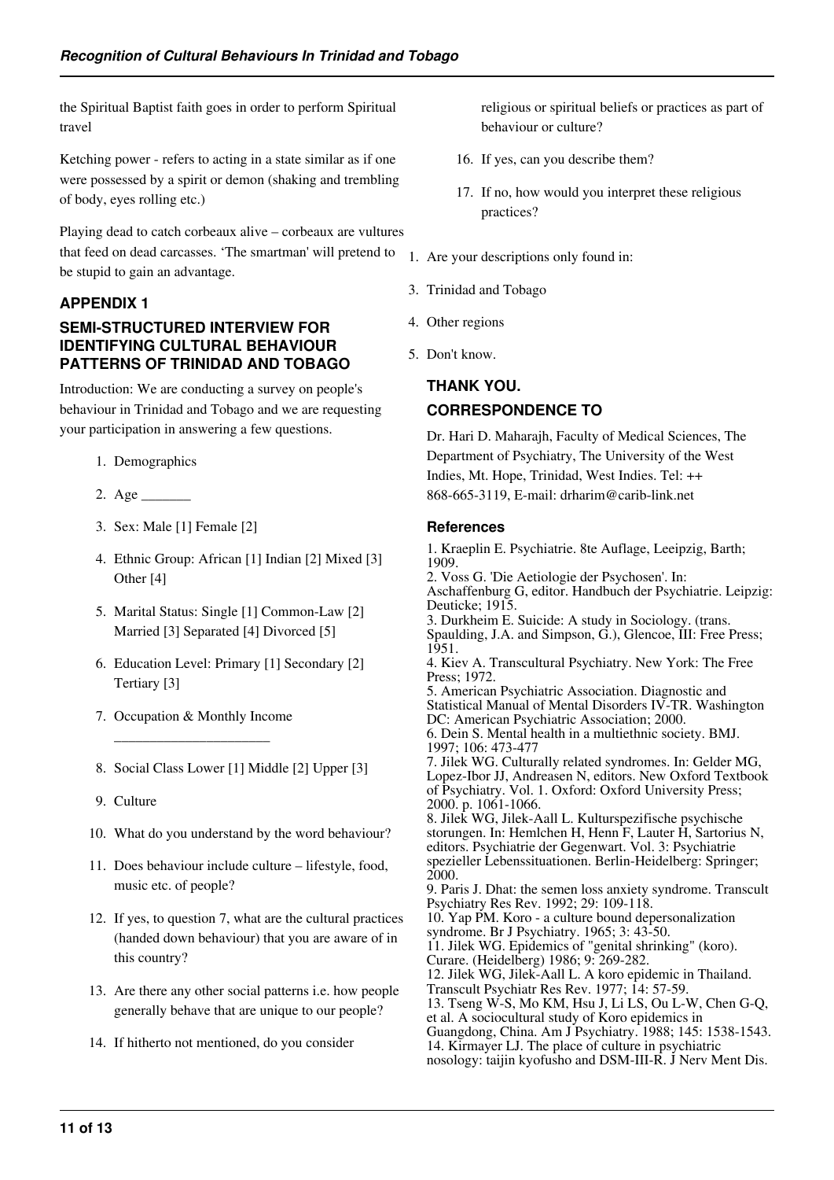the Spiritual Baptist faith goes in order to perform Spiritual travel

Ketching power - refers to acting in a state similar as if one were possessed by a spirit or demon (shaking and trembling of body, eyes rolling etc.)

Playing dead to catch corbeaux alive – corbeaux are vultures that feed on dead carcasses. 'The smartman' will pretend to be stupid to gain an advantage.

## APPENDIX 1

## SEMI-STRUCTURED INTERVIEW FOR IDENTIFYING CULTURAL BEHAVIOUR PATTERNS OF TRINIDAD AND TOBAGO

Introduction: We are conducting a survey on people's behaviour in Trinidad and Tobago and we are requesting your participation in answering a few questions.

1. Demographics
2. Age _______
3. Sex: Male [1] Female [2]
4. Ethnic Group: African [1] Indian [2] Mixed [3] Other [4]
5. Marital Status: Single [1] Common-Law [2] Married [3] Separated [4] Divorced [5]
6. Education Level: Primary [1] Secondary [2] Tertiary [3]
7. Occupation & Monthly Income ______________________
8. Social Class Lower [1] Middle [2] Upper [3]
9. Culture
10. What do you understand by the word behaviour?
11. Does behaviour include culture – lifestyle, food, music etc. of people?
12. If yes, to question 7, what are the cultural practices (handed down behaviour) that you are aware of in this country?
13. Are there any other social patterns i.e. how people generally behave that are unique to our people?
14. If hitherto not mentioned, do you consider religious or spiritual beliefs or practices as part of behaviour or culture?
16. If yes, can you describe them?
17. If no, how would you interpret these religious practices?

1. Are your descriptions only found in:
3. Trinidad and Tobago
4. Other regions
5. Don't know.

## THANK YOU.

## CORRESPONDENCE TO

Dr. Hari D. Maharajh, Faculty of Medical Sciences, The Department of Psychiatry, The University of the West Indies, Mt. Hope, Trinidad, West Indies. Tel: ++ 868-665-3119, E-mail: drharim@carib-link.net

### References

1. Kraeplin E. Psychiatrie. 8te Auflage, Leeipzig, Barth; 1909.
2. Voss G. 'Die Aetiologie der Psychosen'. In: Aschaffenburg G, editor. Handbuch der Psychiatrie. Leipzig: Deuticke; 1915.
3. Durkheim E. Suicide: A study in Sociology. (trans. Spaulding, J.A. and Simpson, G.), Glencoe, III: Free Press; 1951.
4. Kiev A. Transcultural Psychiatry. New York: The Free Press; 1972.
5. American Psychiatric Association. Diagnostic and Statistical Manual of Mental Disorders IV-TR. Washington DC: American Psychiatric Association; 2000.
6. Dein S. Mental health in a multiethnic society. BMJ. 1997; 106: 473-477
7. Jilek WG. Culturally related syndromes. In: Gelder MG, Lopez-Ibor JJ, Andreasen N, editors. New Oxford Textbook of Psychiatry. Vol. 1. Oxford: Oxford University Press; 2000. p. 1061-1066.
8. Jilek WG, Jilek-Aall L. Kulturspezifische psychische storungen. In: Hemlchen H, Henn F, Lauter H, Sartorius N, editors. Psychiatrie der Gegenwart. Vol. 3: Psychiatrie spezieller Lebenssituationen. Berlin-Heidelberg: Springer; 2000.
9. Paris J. Dhat: the semen loss anxiety syndrome. Transcult Psychiatry Res Rev. 1992; 29: 109-118.
10. Yap PM. Koro - a culture bound depersonalization syndrome. Br J Psychiatry. 1965; 3: 43-50.
11. Jilek WG. Epidemics of "genital shrinking" (koro). Curare. (Heidelberg) 1986; 9: 269-282.
12. Jilek WG, Jilek-Aall L. A koro epidemic in Thailand. Transcult Psychiatr Res Rev. 1977; 14: 57-59.
13. Tseng W-S, Mo KM, Hsu J, Li LS, Ou L-W, Chen G-Q, et al. A sociocultural study of Koro epidemics in Guangdong, China. Am J Psychiatry. 1988; 145: 1538-1543.
14. Kirmayer LJ. The place of culture in psychiatric nosology: taijin kyofusho and DSM-III-R. J Nerv Ment Dis.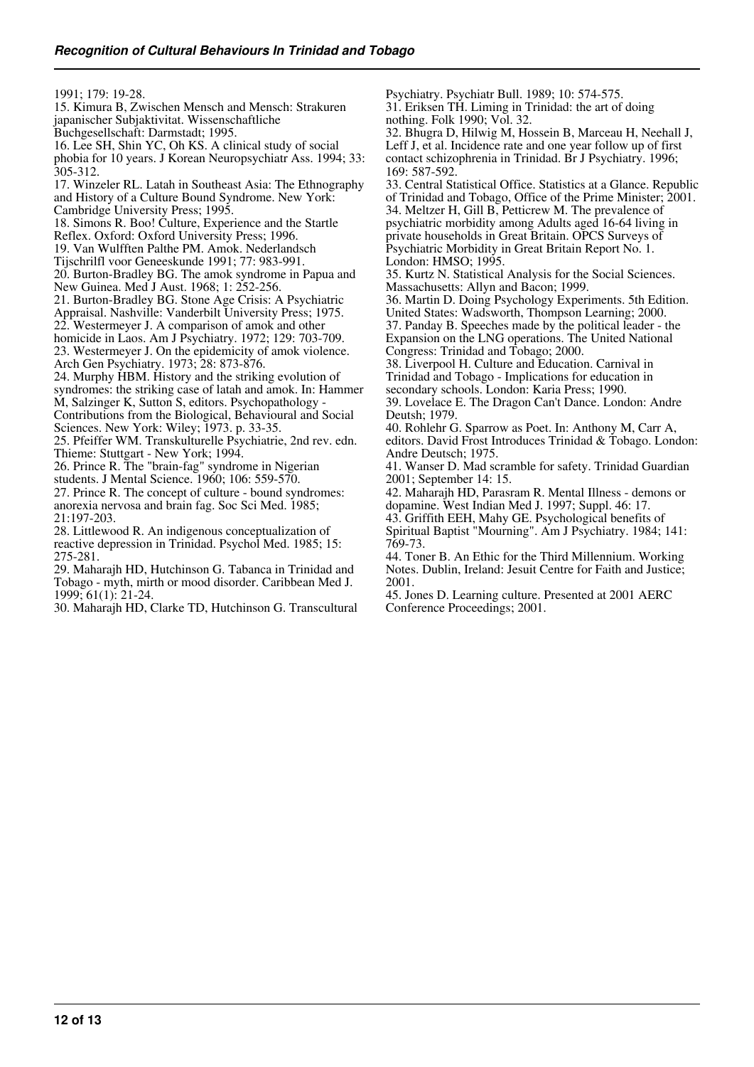1991; 179: 19-28.

15. Kimura B, Zwischen Mensch and Mensch: Strakuren japanischer Subjaktivitat. Wissenschaftliche Buchgesellschaft: Darmstadt; 1995.

16. Lee SH, Shin YC, Oh KS. A clinical study of social phobia for 10 years. J Korean Neuropsychiatr Ass. 1994; 33: 305-312.

17. Winzeler RL. Latah in Southeast Asia: The Ethnography and History of a Culture Bound Syndrome. New York: Cambridge University Press; 1995.

18. Simons R. Boo! Culture, Experience and the Startle Reflex. Oxford: Oxford University Press; 1996.

19. Van Wulfften Palthe PM. Amok. Nederlandsch Tijschrilfl voor Geneeskunde 1991; 77: 983-991.

20. Burton-Bradley BG. The amok syndrome in Papua and New Guinea. Med J Aust. 1968; 1: 252-256.

21. Burton-Bradley BG. Stone Age Crisis: A Psychiatric Appraisal. Nashville: Vanderbilt University Press; 1975.

22. Westermeyer J. A comparison of amok and other homicide in Laos. Am J Psychiatry. 1972; 129: 703-709.

23. Westermeyer J. On the epidemicity of amok violence. Arch Gen Psychiatry. 1973; 28: 873-876.

24. Murphy HBM. History and the striking evolution of syndromes: the striking case of latah and amok. In: Hammer M, Salzinger K, Sutton S, editors. Psychopathology - Contributions from the Biological, Behavioural and Social Sciences. New York: Wiley; 1973. p. 33-35.

25. Pfeiffer WM. Transkulturelle Psychiatrie, 2nd rev. edn. Thieme: Stuttgart - New York; 1994.

26. Prince R. The "brain-fag" syndrome in Nigerian students. J Mental Science. 1960; 106: 559-570.

27. Prince R. The concept of culture - bound syndromes: anorexia nervosa and brain fag. Soc Sci Med. 1985; 21:197-203.

28. Littlewood R. An indigenous conceptualization of reactive depression in Trinidad. Psychol Med. 1985; 15: 275-281.

29. Maharajh HD, Hutchinson G. Tabanca in Trinidad and Tobago - myth, mirth or mood disorder. Caribbean Med J. 1999; 61(1): 21-24.

30. Maharajh HD, Clarke TD, Hutchinson G. Transcultural Psychiatry. Psychiatr Bull. 1989; 10: 574-575.

31. Eriksen TH. Liming in Trinidad: the art of doing nothing. Folk 1990; Vol. 32.

32. Bhugra D, Hilwig M, Hossein B, Marceau H, Neehall J, Leff J, et al. Incidence rate and one year follow up of first contact schizophrenia in Trinidad. Br J Psychiatry. 1996; 169: 587-592.

33. Central Statistical Office. Statistics at a Glance. Republic of Trinidad and Tobago, Office of the Prime Minister; 2001.

34. Meltzer H, Gill B, Petticrew M. The prevalence of psychiatric morbidity among Adults aged 16-64 living in private households in Great Britain. OPCS Surveys of Psychiatric Morbidity in Great Britain Report No. 1. London: HMSO; 1995.

35. Kurtz N. Statistical Analysis for the Social Sciences. Massachusetts: Allyn and Bacon; 1999.

36. Martin D. Doing Psychology Experiments. 5th Edition. United States: Wadsworth, Thompson Learning; 2000.

37. Panday B. Speeches made by the political leader - the Expansion on the LNG operations. The United National Congress: Trinidad and Tobago; 2000.

38. Liverpool H. Culture and Education. Carnival in Trinidad and Tobago - Implications for education in secondary schools. London: Karia Press; 1990.

39. Lovelace E. The Dragon Can't Dance. London: Andre Deutsh; 1979.

40. Rohlehr G. Sparrow as Poet. In: Anthony M, Carr A, editors. David Frost Introduces Trinidad & Tobago. London: Andre Deutsch; 1975.

41. Wanser D. Mad scramble for safety. Trinidad Guardian 2001; September 14: 15.

42. Maharajh HD, Parasram R. Mental Illness - demons or dopamine. West Indian Med J. 1997; Suppl. 46: 17.

43. Griffith EEH, Mahy GE. Psychological benefits of Spiritual Baptist "Mourning". Am J Psychiatry. 1984; 141: 769-73.

44. Toner B. An Ethic for the Third Millennium. Working Notes. Dublin, Ireland: Jesuit Centre for Faith and Justice; 2001.

45. Jones D. Learning culture. Presented at 2001 AERC Conference Proceedings; 2001.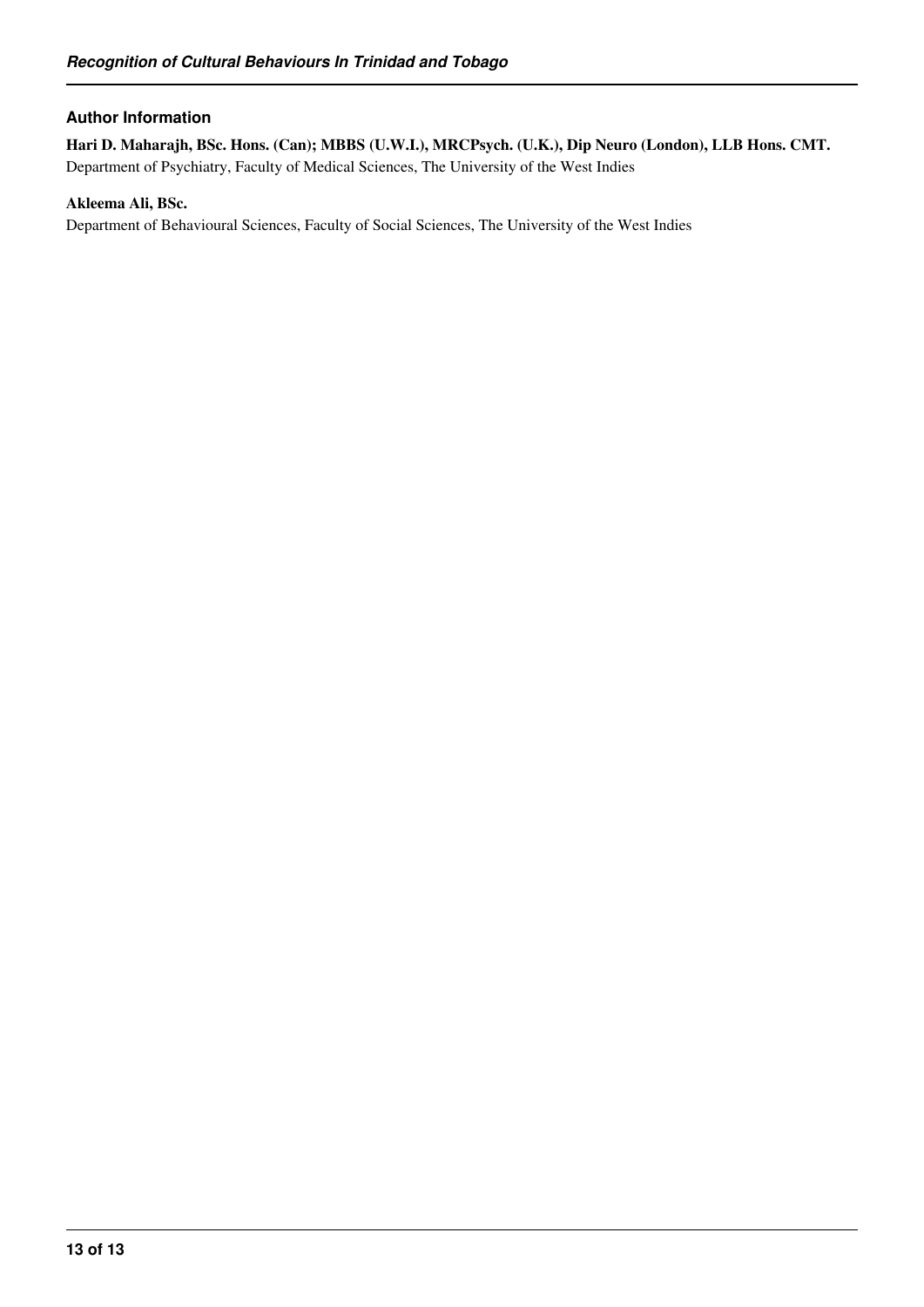### Author Information

**Hari D. Maharajh, BSc. Hons. (Can); MBBS (U.W.I.), MRCPsych. (U.K.), Dip Neuro (London), LLB Hons. CMT.**
Department of Psychiatry, Faculty of Medical Sciences, The University of the West Indies

**Akleema Ali, BSc.**
Department of Behavioural Sciences, Faculty of Social Sciences, The University of the West Indies